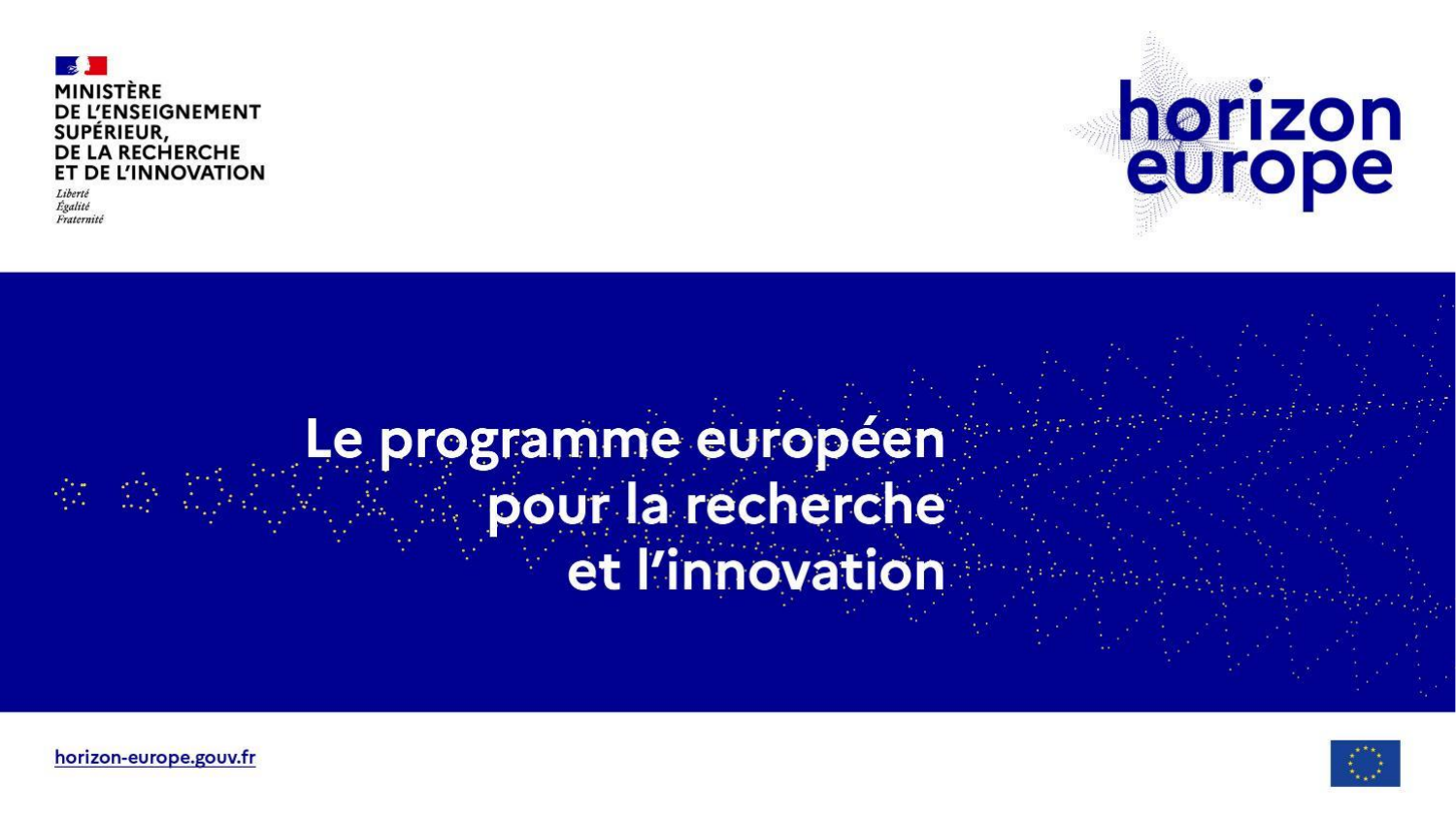MINISTÈRE
DE L'ENSEIGNEMENT
SUPÉRIEUR,
DE LA RECHERCHE
ET DE L'INNOVATION

*Liberté*
*Égalité*
*Fraternité*

horizon europe

# Le programme européen pour la recherche et l'innovation

horizon-europe.gouv.fr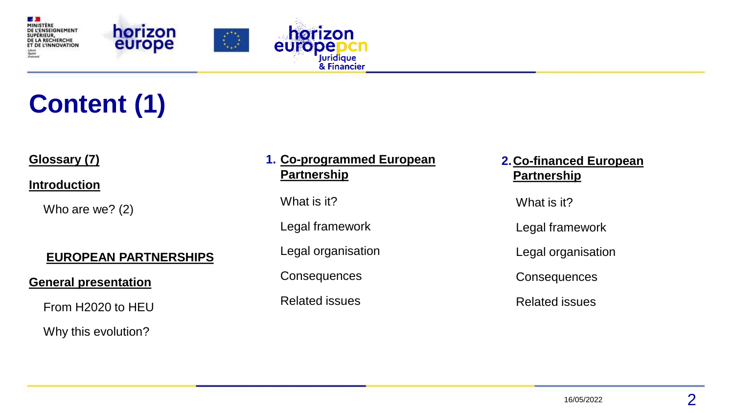# Content (1)

**Glossary (7)**

**Introduction**

Who are we? (2)

**EUROPEAN PARTNERSHIPS**

**General presentation**

From H2020 to HEU

Why this evolution?

1. **Co-programmed European Partnership**

   What is it?

   Legal framework

   Legal organisation

   Consequences

   Related issues

2. **Co-financed European Partnership**

   What is it?

   Legal framework

   Legal organisation

   Consequences

   Related issues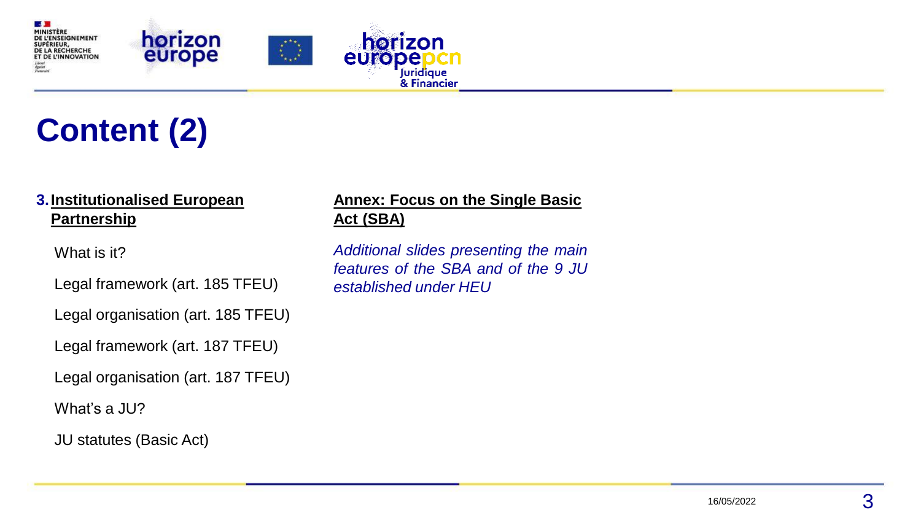# Content (2)

**3. Institutionalised European Partnership**

What is it?

Legal framework (art. 185 TFEU)

Legal organisation (art. 185 TFEU)

Legal framework (art. 187 TFEU)

Legal organisation (art. 187 TFEU)

What's a JU?

JU statutes (Basic Act)

**Annex: Focus on the Single Basic Act (SBA)**

*Additional slides presenting the main features of the SBA and of the 9 JU established under HEU*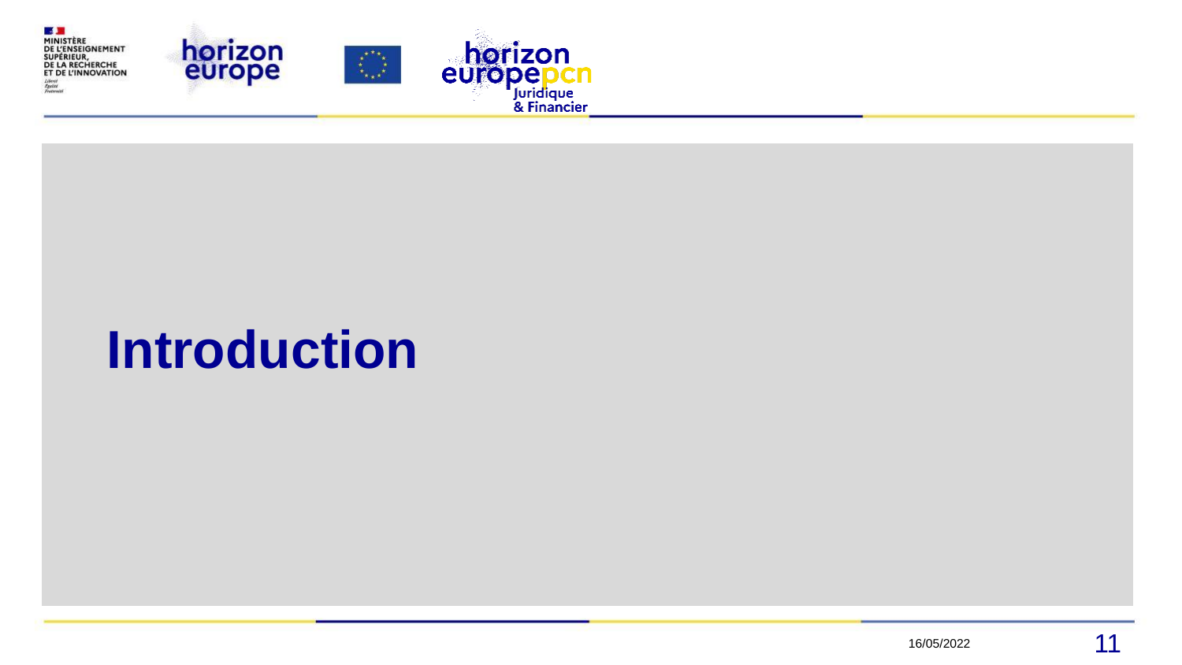# Introduction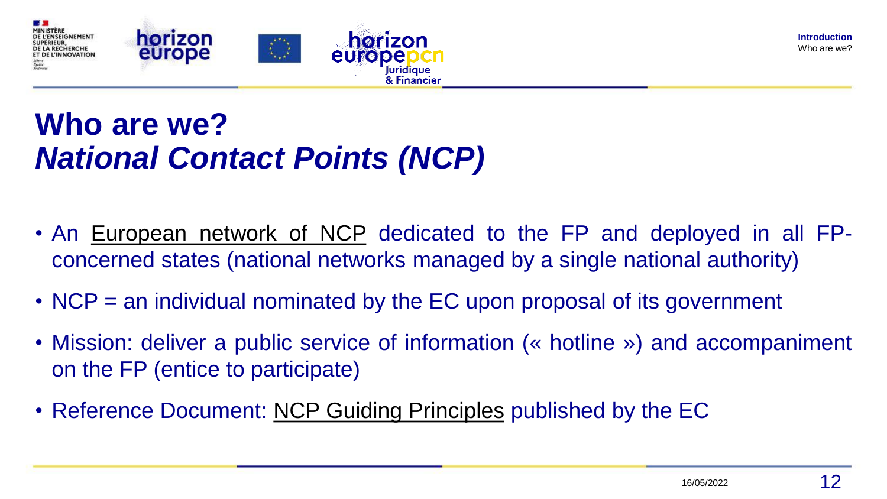# Who are we?
## *National Contact Points (NCP)*

- An European network of NCP dedicated to the FP and deployed in all FP-concerned states (national networks managed by a single national authority)
- NCP = an individual nominated by the EC upon proposal of its government
- Mission: deliver a public service of information (« hotline ») and accompaniment on the FP (entice to participate)
- Reference Document: NCP Guiding Principles published by the EC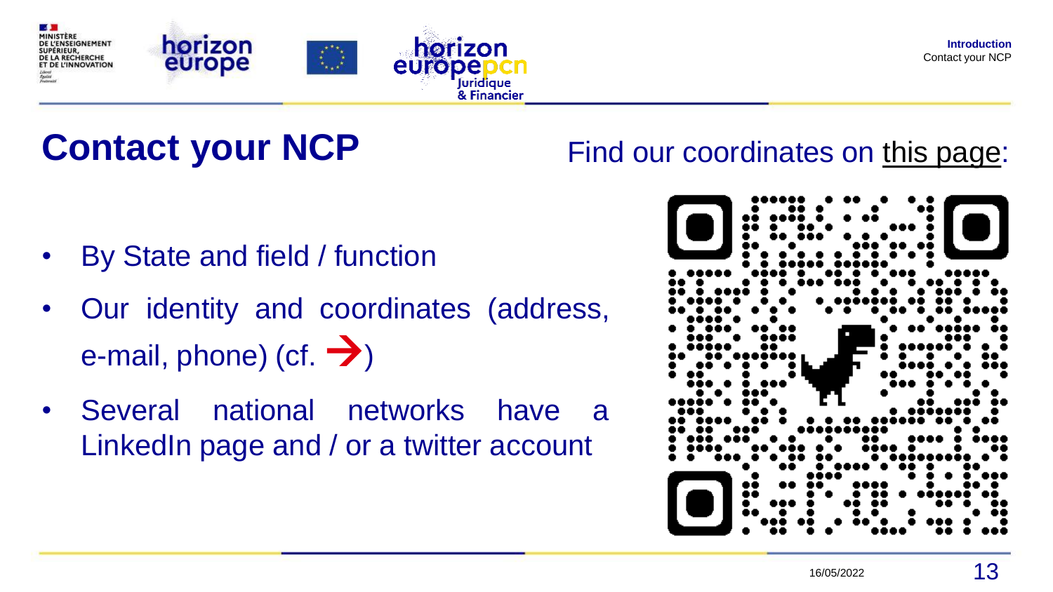# Contact your NCP

Find our coordinates on this page:

- By State and field / function
- Our identity and coordinates (address, e-mail, phone) (cf. →)
- Several national networks have a LinkedIn page and / or a twitter account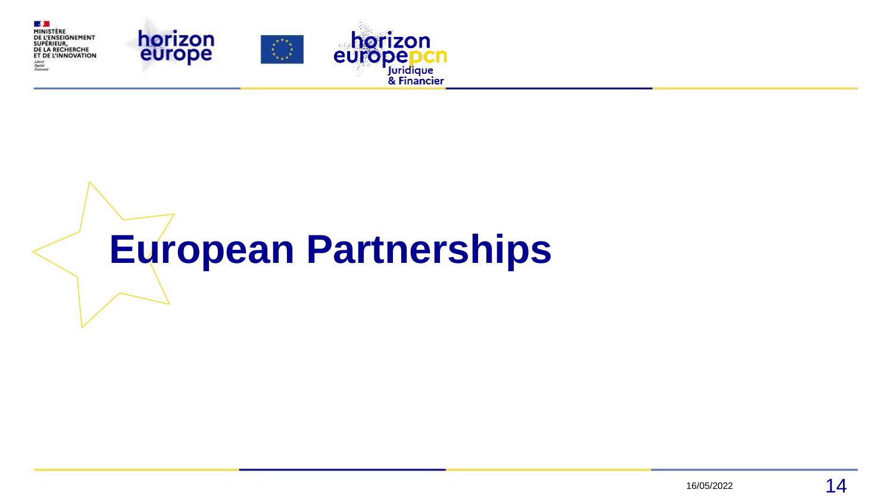# European Partnerships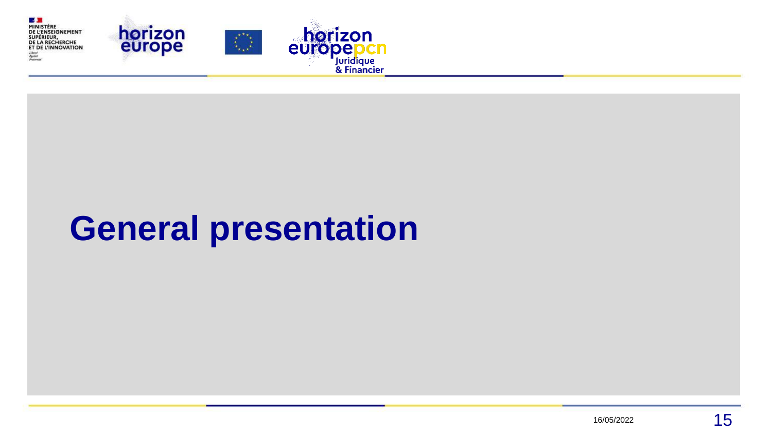# General presentation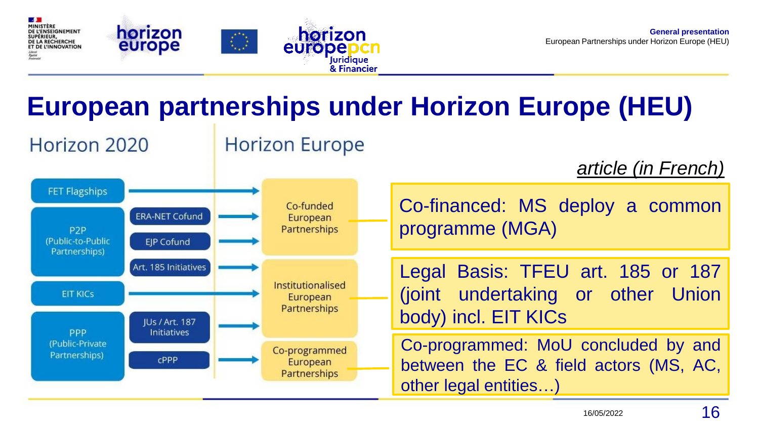# European partnerships under Horizon Europe (HEU)

| Horizon 2020 | | Horizon Europe |
|---|---|---|
| FET Flagships | | Co-funded European Partnerships |
| P2P (Public-to-Public Partnerships) | ERA-NET Cofund | Co-funded European Partnerships |
| | EJP Cofund | Co-funded European Partnerships |
| | Art. 185 Initiatives | Institutionalised European Partnerships |
| EIT KICs | | Institutionalised European Partnerships |
| PPP (Public-Private Partnerships) | JUs / Art. 187 Initiatives | Institutionalised European Partnerships |
| | cPPP | Co-programmed European Partnerships |

*article (in French)*

- Co-financed: MS deploy a common programme (MGA)
- Legal Basis: TFEU art. 185 or 187 (joint undertaking or other Union body) incl. EIT KICs
- Co-programmed: MoU concluded by and between the EC & field actors (MS, AC, other legal entities…)

16/05/2022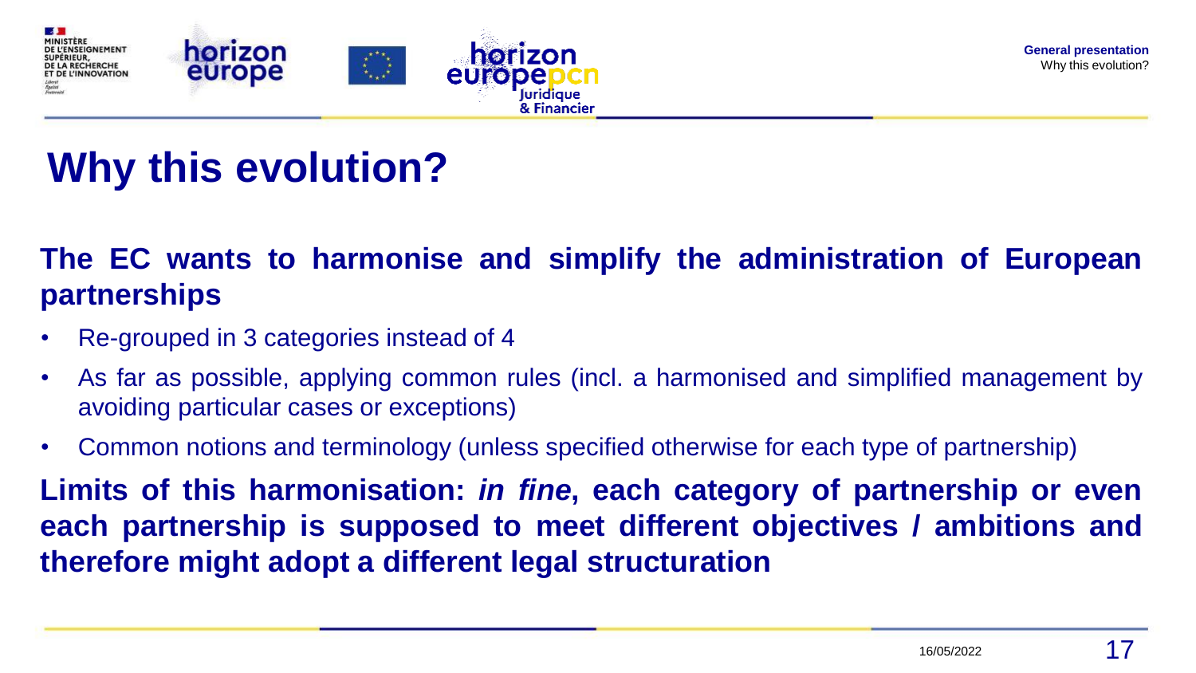# Why this evolution?

**The EC wants to harmonise and simplify the administration of European partnerships**

- Re-grouped in 3 categories instead of 4
- As far as possible, applying common rules (incl. a harmonised and simplified management by avoiding particular cases or exceptions)
- Common notions and terminology (unless specified otherwise for each type of partnership)

**Limits of this harmonisation: *in fine*, each category of partnership or even each partnership is supposed to meet different objectives / ambitions and therefore might adopt a different legal structuration**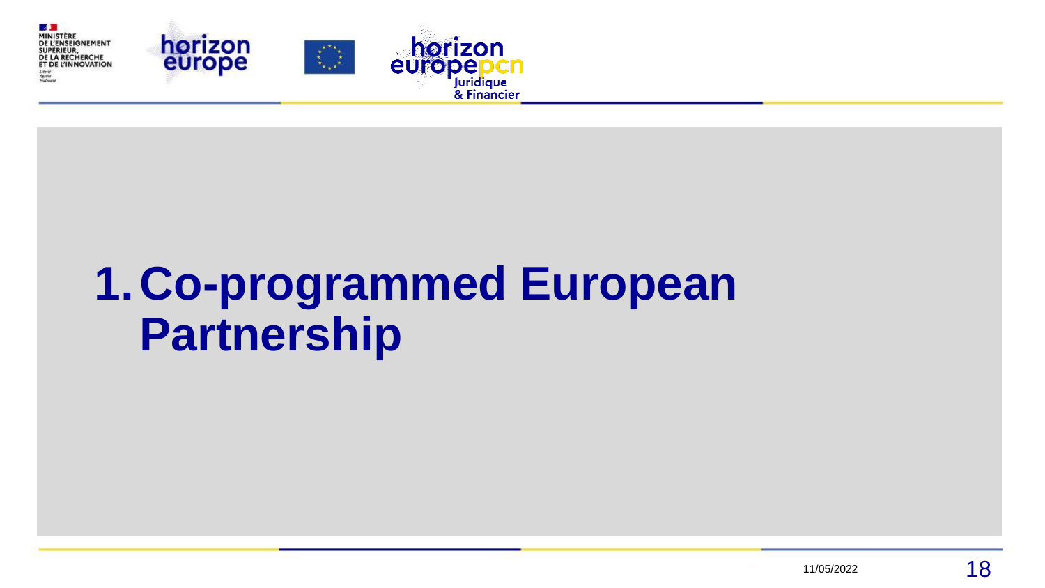# 1. Co-programmed European Partnership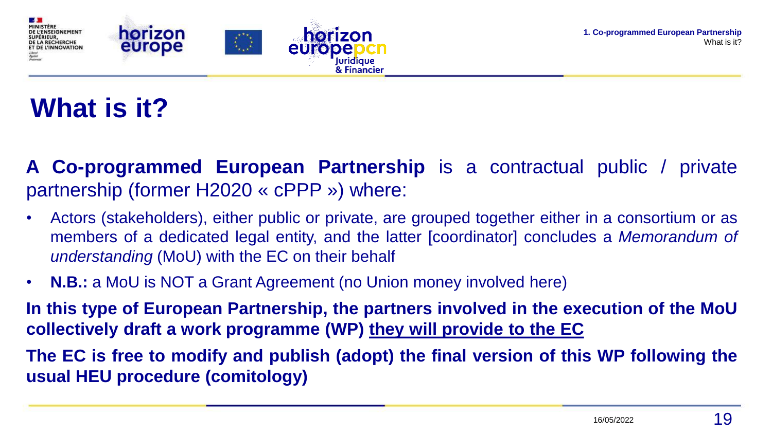# What is it?

**A Co-programmed European Partnership** is a contractual public / private partnership (former H2020 « cPPP ») where:

- Actors (stakeholders), either public or private, are grouped together either in a consortium or as members of a dedicated legal entity, and the latter [coordinator] concludes a *Memorandum of understanding* (MoU) with the EC on their behalf
- **N.B.:** a MoU is NOT a Grant Agreement (no Union money involved here)

**In this type of European Partnership, the partners involved in the execution of the MoU collectively draft a work programme (WP) <u>they will provide to the EC</u>**

**The EC is free to modify and publish (adopt) the final version of this WP following the usual HEU procedure (comitology)**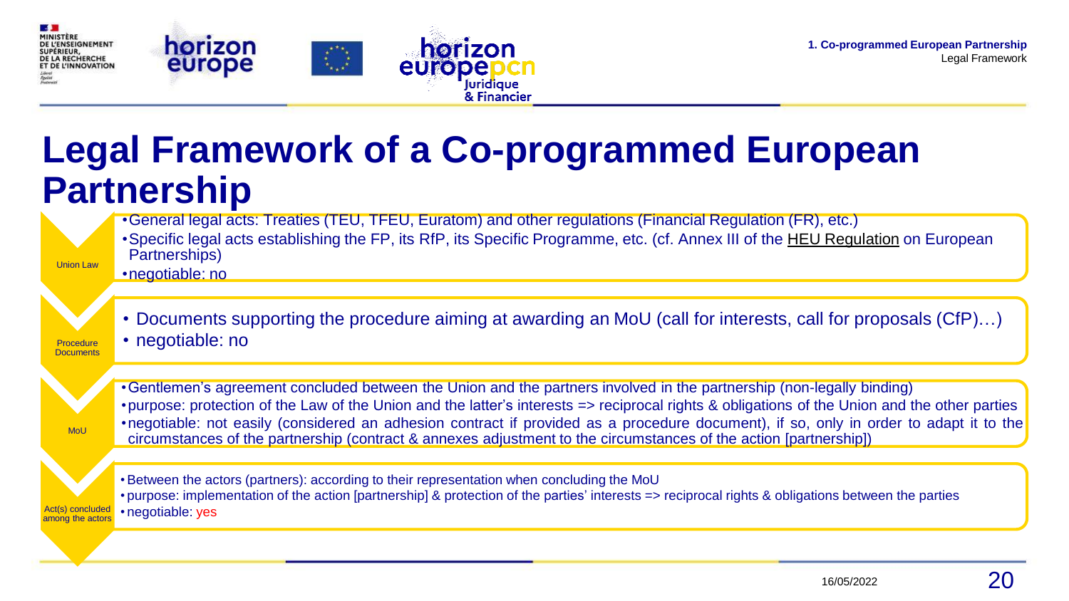# Legal Framework of a Co-programmed European Partnership

### Union Law

- General legal acts: Treaties (TEU, TFEU, Euratom) and other regulations (Financial Regulation (FR), etc.)
- Specific legal acts establishing the FP, its RfP, its Specific Programme, etc. (cf. Annex III of the HEU Regulation on European Partnerships)
- negotiable: no

### Procedure Documents

- Documents supporting the procedure aiming at awarding an MoU (call for interests, call for proposals (CfP)…)
- negotiable: no

### MoU

- Gentlemen's agreement concluded between the Union and the partners involved in the partnership (non-legally binding)
- purpose: protection of the Law of the Union and the latter's interests => reciprocal rights & obligations of the Union and the other parties
- negotiable: not easily (considered an adhesion contract if provided as a procedure document), if so, only in order to adapt it to the circumstances of the partnership (contract & annexes adjustment to the circumstances of the action [partnership])

### Act(s) concluded among the actors

- Between the actors (partners): according to their representation when concluding the MoU
- purpose: implementation of the action [partnership] & protection of the parties' interests => reciprocal rights & obligations between the parties
- negotiable: yes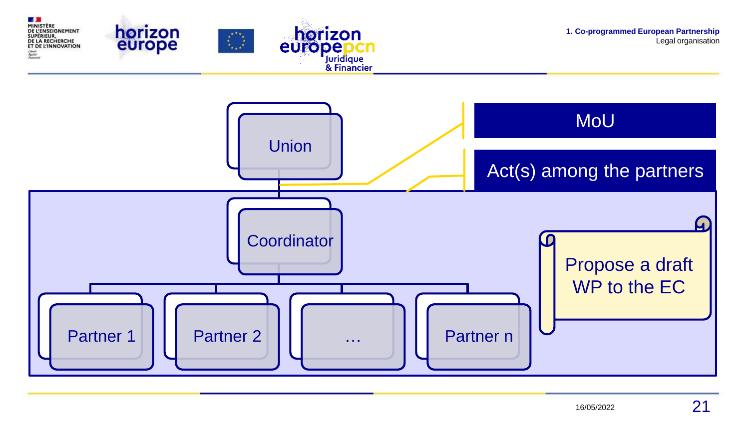1. **Co-programmed European Partnership**
Legal organisation

- Union
- Coordinator
- Partner 1
- Partner 2
- …
- Partner n

MoU

Act(s) among the partners

Propose a draft WP to the EC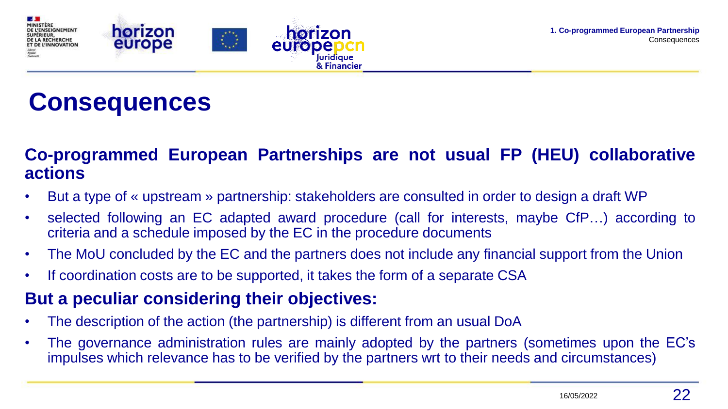# Consequences

**Co-programmed European Partnerships are not usual FP (HEU) collaborative actions**

- But a type of « upstream » partnership: stakeholders are consulted in order to design a draft WP
- selected following an EC adapted award procedure (call for interests, maybe CfP…) according to criteria and a schedule imposed by the EC in the procedure documents
- The MoU concluded by the EC and the partners does not include any financial support from the Union
- If coordination costs are to be supported, it takes the form of a separate CSA

**But a peculiar considering their objectives:**

- The description of the action (the partnership) is different from an usual DoA
- The governance administration rules are mainly adopted by the partners (sometimes upon the EC's impulses which relevance has to be verified by the partners wrt to their needs and circumstances)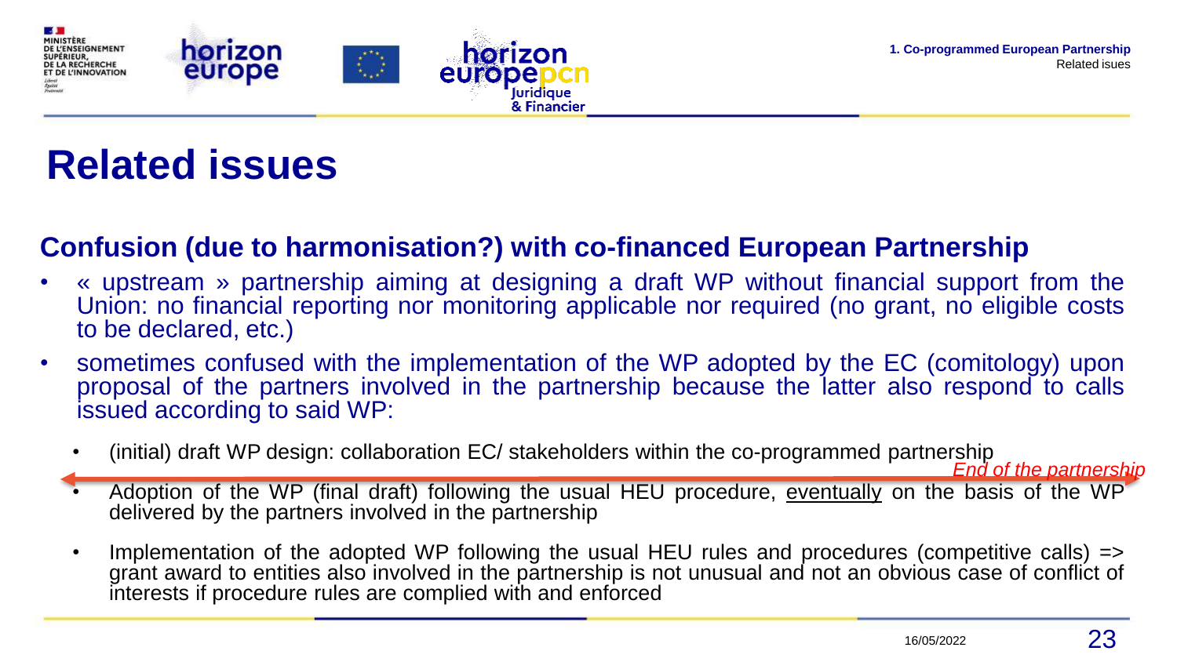# Related issues

## Confusion (due to harmonisation?) with co-financed European Partnership

- « upstream » partnership aiming at designing a draft WP without financial support from the Union: no financial reporting nor monitoring applicable nor required (no grant, no eligible costs to be declared, etc.)
- sometimes confused with the implementation of the WP adopted by the EC (comitology) upon proposal of the partners involved in the partnership because the latter also respond to calls issued according to said WP:
  - (initial) draft WP design: collaboration EC/ stakeholders within the co-programmed partnership

*End of the partnership*

  - Adoption of the WP (final draft) following the usual HEU procedure, eventually on the basis of the WP delivered by the partners involved in the partnership
  - Implementation of the adopted WP following the usual HEU rules and procedures (competitive calls) => grant award to entities also involved in the partnership is not unusual and not an obvious case of conflict of interests if procedure rules are complied with and enforced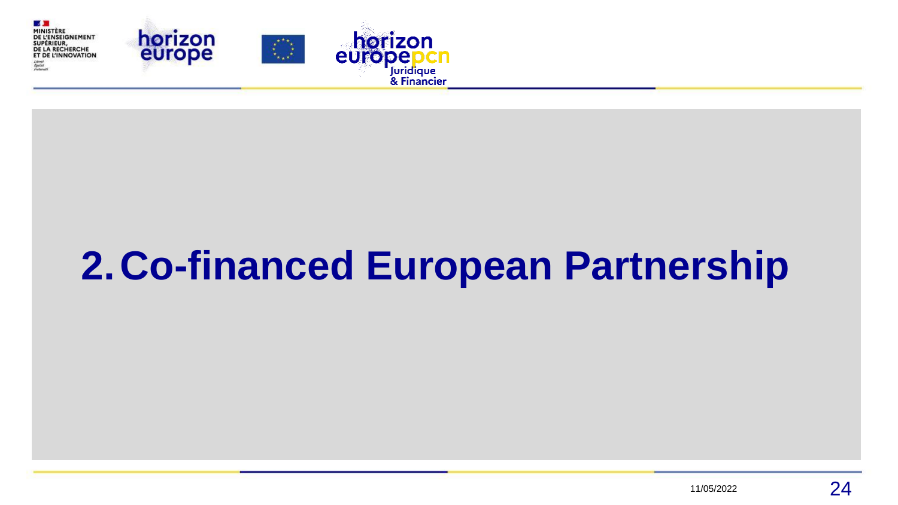# 2. Co-financed European Partnership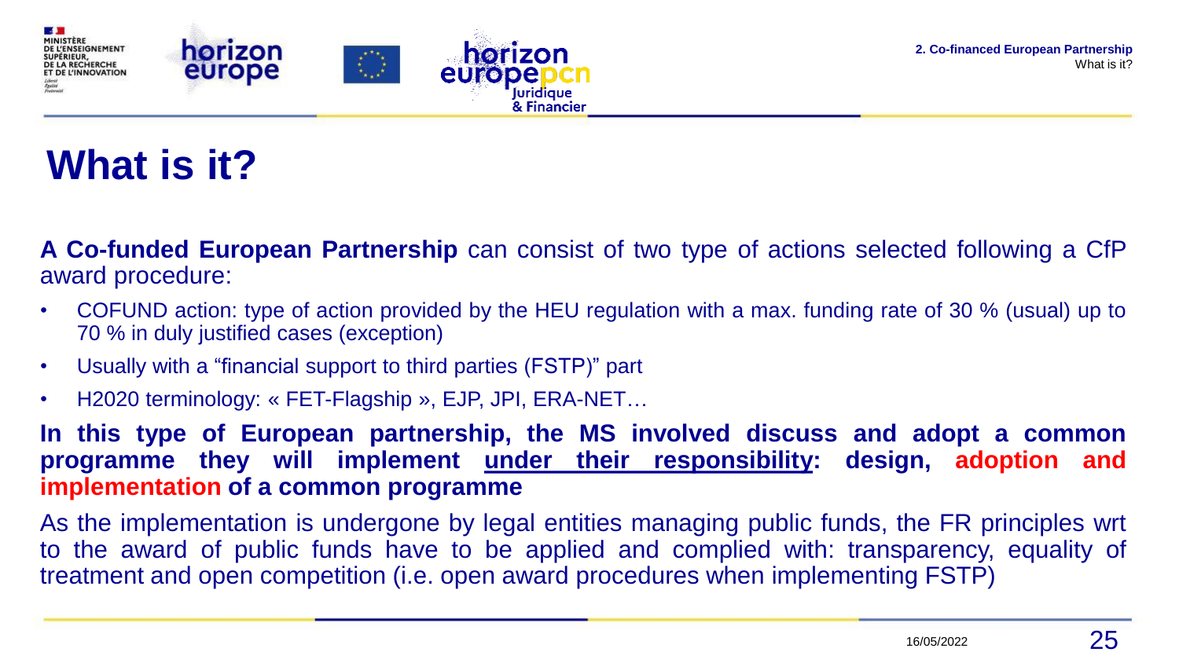# What is it?

**A Co-funded European Partnership** can consist of two type of actions selected following a CfP award procedure:

- COFUND action: type of action provided by the HEU regulation with a max. funding rate of 30 % (usual) up to 70 % in duly justified cases (exception)
- Usually with a “financial support to third parties (FSTP)” part
- H2020 terminology: « FET-Flagship », EJP, JPI, ERA-NET…

**In this type of European partnership, the MS involved discuss and adopt a common programme they will implement <u>under their responsibility</u>: design, adoption and implementation of a common programme**

As the implementation is undergone by legal entities managing public funds, the FR principles wrt to the award of public funds have to be applied and complied with: transparency, equality of treatment and open competition (i.e. open award procedures when implementing FSTP)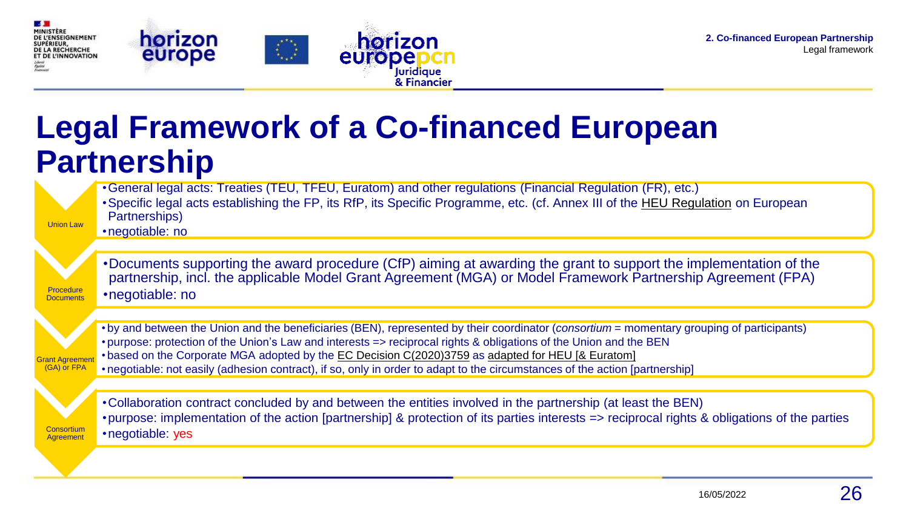# Legal Framework of a Co-financed European Partnership

**Union Law**

- General legal acts: Treaties (TEU, TFEU, Euratom) and other regulations (Financial Regulation (FR), etc.)
- Specific legal acts establishing the FP, its RfP, its Specific Programme, etc. (cf. Annex III of the HEU Regulation on European Partnerships)
- negotiable: no

**Procedure Documents**

- Documents supporting the award procedure (CfP) aiming at awarding the grant to support the implementation of the partnership, incl. the applicable Model Grant Agreement (MGA) or Model Framework Partnership Agreement (FPA)
- negotiable: no

**Grant Agreement (GA) or FPA**

- by and between the Union and the beneficiaries (BEN), represented by their coordinator (*consortium* = momentary grouping of participants)
- purpose: protection of the Union's Law and interests => reciprocal rights & obligations of the Union and the BEN
- based on the Corporate MGA adopted by the EC Decision C(2020)3759 as adapted for HEU [& Euratom]
- negotiable: not easily (adhesion contract), if so, only in order to adapt to the circumstances of the action [partnership]

**Consortium Agreement**

- Collaboration contract concluded by and between the entities involved in the partnership (at least the BEN)
- purpose: implementation of the action [partnership] & protection of its parties interests => reciprocal rights & obligations of the parties
- negotiable: yes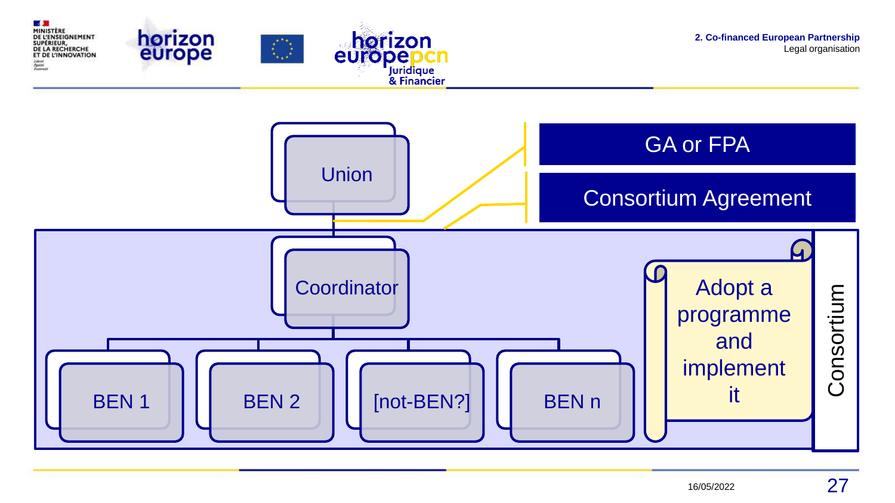2. Co-financed European Partnership
Legal organisation

Union

GA or FPA

Consortium Agreement

Coordinator

BEN 1

BEN 2

[not-BEN?]

BEN n

Adopt a programme and implement it

Consortium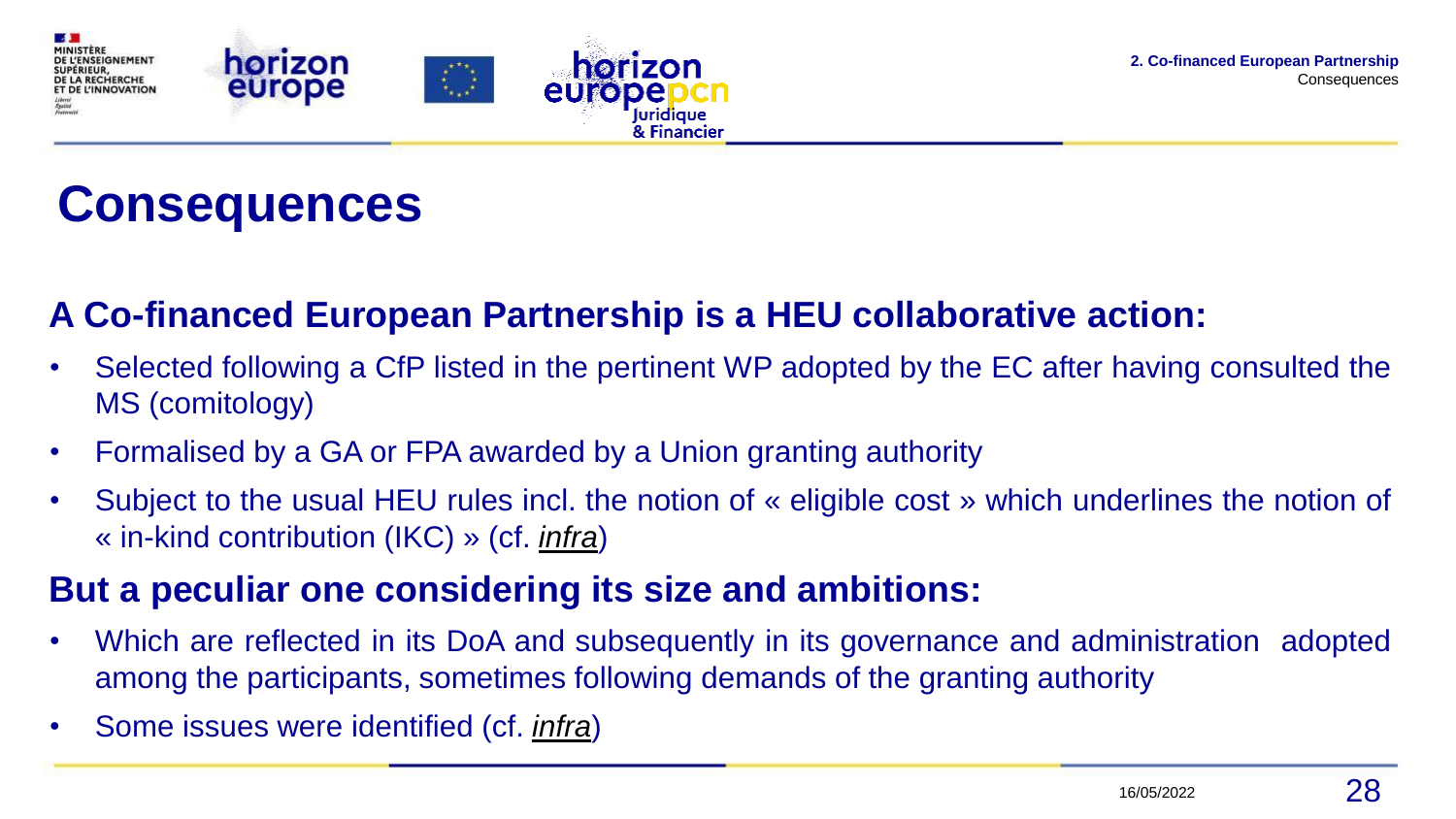# Consequences

## A Co-financed European Partnership is a HEU collaborative action:

- Selected following a CfP listed in the pertinent WP adopted by the EC after having consulted the MS (comitology)
- Formalised by a GA or FPA awarded by a Union granting authority
- Subject to the usual HEU rules incl. the notion of « eligible cost » which underlines the notion of « in-kind contribution (IKC) » (cf. *infra*)

## But a peculiar one considering its size and ambitions:

- Which are reflected in its DoA and subsequently in its governance and administration adopted among the participants, sometimes following demands of the granting authority
- Some issues were identified (cf. *infra*)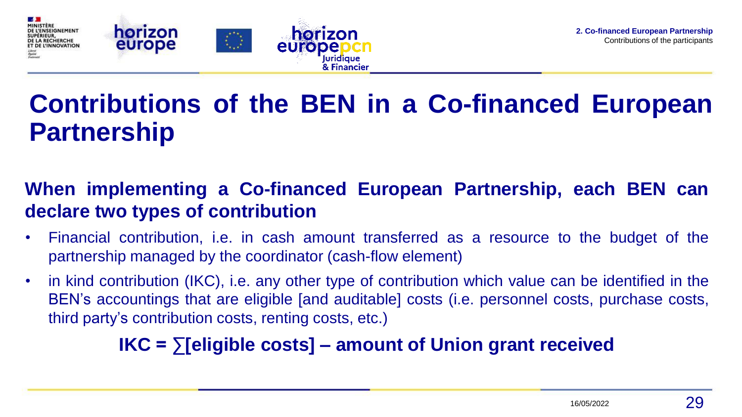# Contributions of the BEN in a Co-financed European Partnership

**When implementing a Co-financed European Partnership, each BEN can declare two types of contribution**

- Financial contribution, i.e. in cash amount transferred as a resource to the budget of the partnership managed by the coordinator (cash-flow element)
- in kind contribution (IKC), i.e. any other type of contribution which value can be identified in the BEN's accountings that are eligible [and auditable] costs (i.e. personnel costs, purchase costs, third party's contribution costs, renting costs, etc.)

**IKC = ∑[eligible costs] – amount of Union grant received**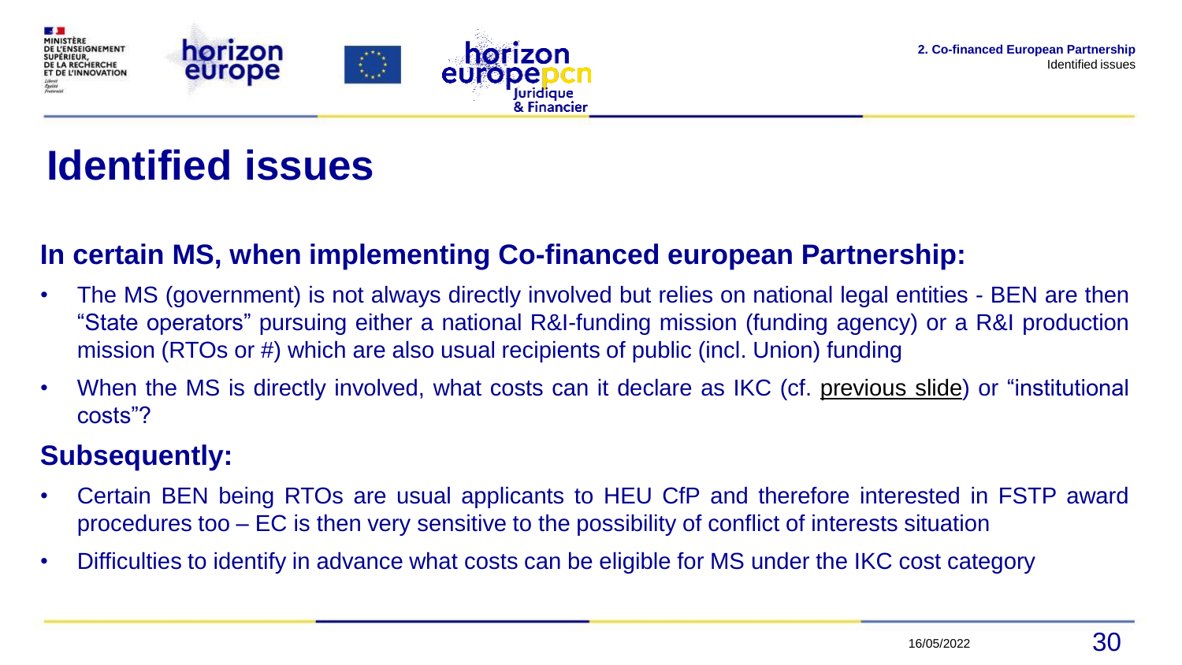# Identified issues

## In certain MS, when implementing Co-financed european Partnership:

- The MS (government) is not always directly involved but relies on national legal entities - BEN are then “State operators” pursuing either a national R&I-funding mission (funding agency) or a R&I production mission (RTOs or #) which are also usual recipients of public (incl. Union) funding
- When the MS is directly involved, what costs can it declare as IKC (cf. previous slide) or “institutional costs”?

## Subsequently:

- Certain BEN being RTOs are usual applicants to HEU CfP and therefore interested in FSTP award procedures too – EC is then very sensitive to the possibility of conflict of interests situation
- Difficulties to identify in advance what costs can be eligible for MS under the IKC cost category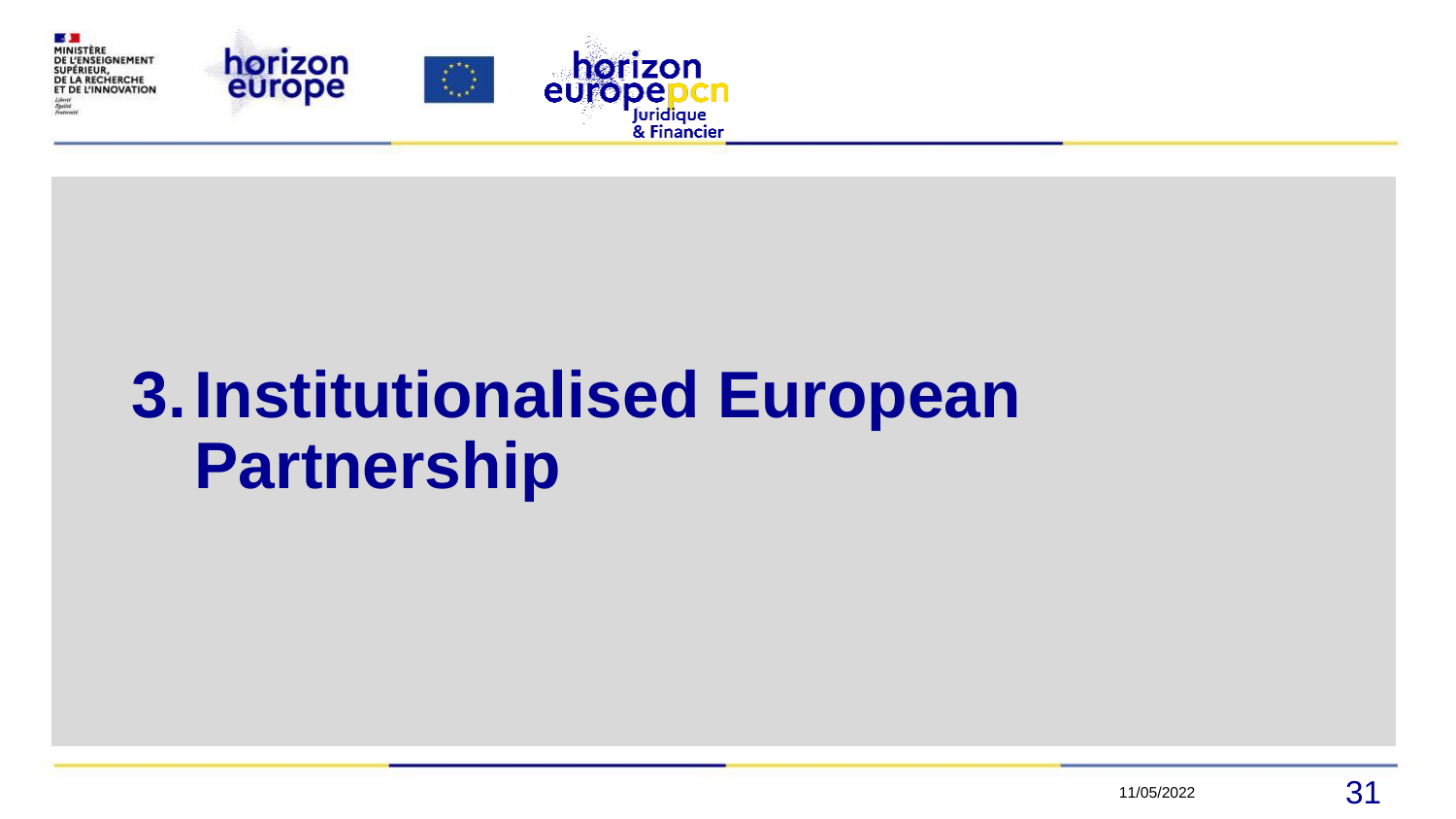# 3. Institutionalised European Partnership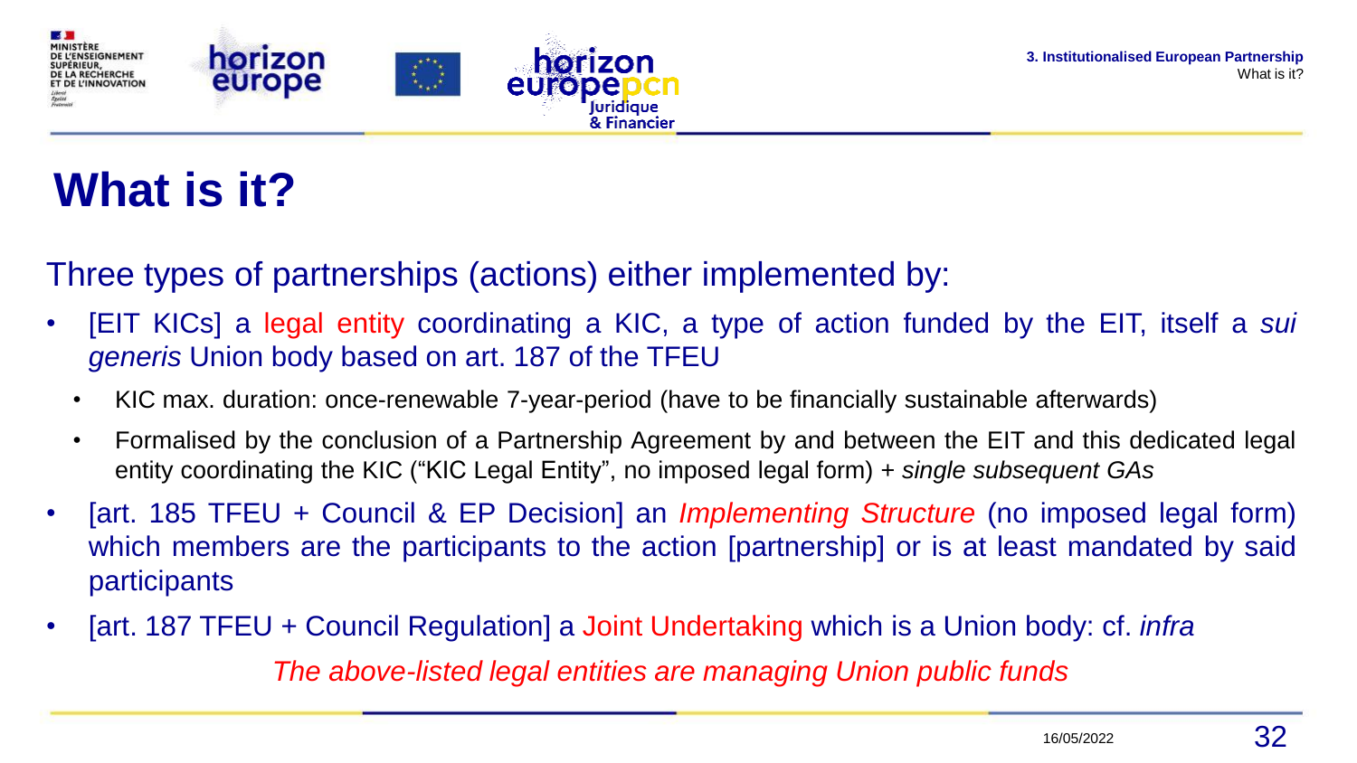# What is it?

Three types of partnerships (actions) either implemented by:

- [EIT KICs] a legal entity coordinating a KIC, a type of action funded by the EIT, itself a *sui generis* Union body based on art. 187 of the TFEU
  - KIC max. duration: once-renewable 7-year-period (have to be financially sustainable afterwards)
  - Formalised by the conclusion of a Partnership Agreement by and between the EIT and this dedicated legal entity coordinating the KIC ("KIC Legal Entity", no imposed legal form) + *single subsequent GAs*
- [art. 185 TFEU + Council & EP Decision] an *Implementing Structure* (no imposed legal form) which members are the participants to the action [partnership] or is at least mandated by said participants
- [art. 187 TFEU + Council Regulation] a Joint Undertaking which is a Union body: cf. *infra*

*The above-listed legal entities are managing Union public funds*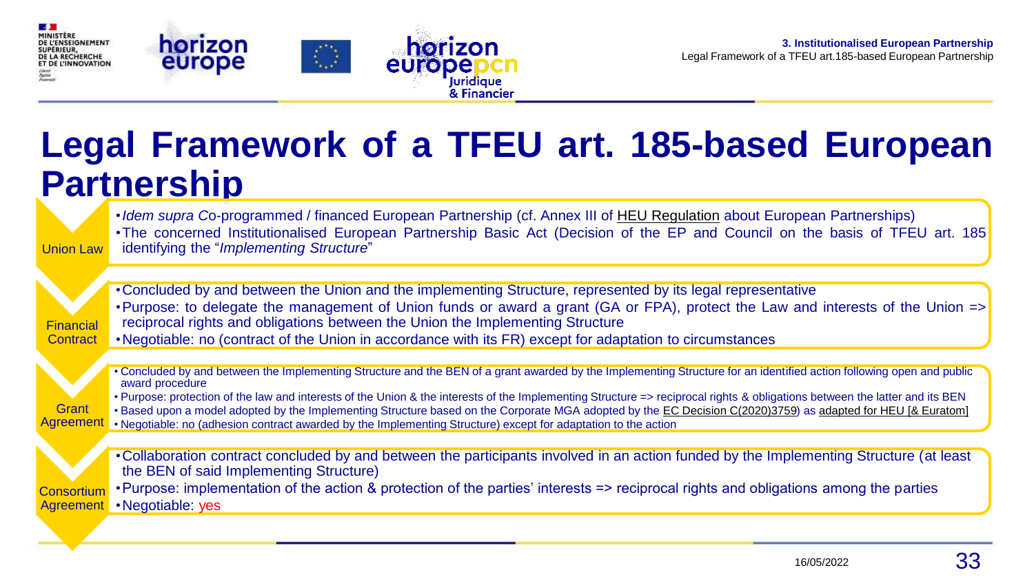# Legal Framework of a TFEU art. 185-based European Partnership

**Union Law**

- *Idem supra C*o-programmed / financed European Partnership (cf. Annex III of HEU Regulation about European Partnerships)
- The concerned Institutionalised European Partnership Basic Act (Decision of the EP and Council on the basis of TFEU art. 185 identifying the "*Implementing Structure*"

**Financial Contract**

- Concluded by and between the Union and the implementing Structure, represented by its legal representative
- Purpose: to delegate the management of Union funds or award a grant (GA or FPA), protect the Law and interests of the Union => reciprocal rights and obligations between the Union the Implementing Structure
- Negotiable: no (contract of the Union in accordance with its FR) except for adaptation to circumstances

**Grant Agreement**

- Concluded by and between the Implementing Structure and the BEN of a grant awarded by the Implementing Structure for an identified action following open and public award procedure
- Purpose: protection of the law and interests of the Union & the interests of the Implementing Structure => reciprocal rights & obligations between the latter and its BEN
- Based upon a model adopted by the Implementing Structure based on the Corporate MGA adopted by the EC Decision C(2020)3759) as adapted for HEU [& Euratom]
- Negotiable: no (adhesion contract awarded by the Implementing Structure) except for adaptation to the action

**Consortium Agreement**

- Collaboration contract concluded by and between the participants involved in an action funded by the Implementing Structure (at least the BEN of said Implementing Structure)
- Purpose: implementation of the action & protection of the parties' interests => reciprocal rights and obligations among the parties
- Negotiable: yes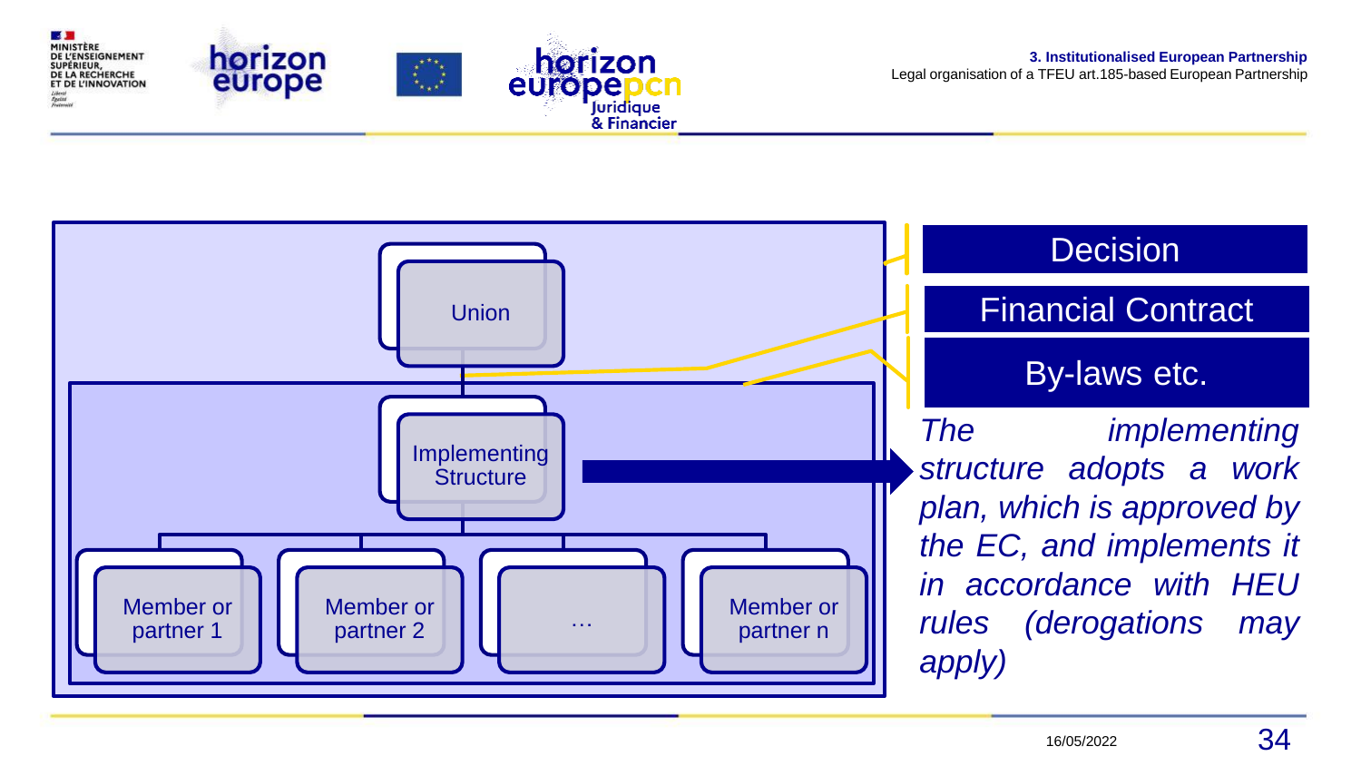### 3. Institutionalised European Partnership

Legal organisation of a TFEU art.185-based European Partnership

Union

Implementing Structure

Member or partner 1

Member or partner 2

…

Member or partner n

**Decision**

**Financial Contract**

**By-laws etc.**

*The implementing structure adopts a work plan, which is approved by the EC, and implements it in accordance with HEU rules (derogations may apply)*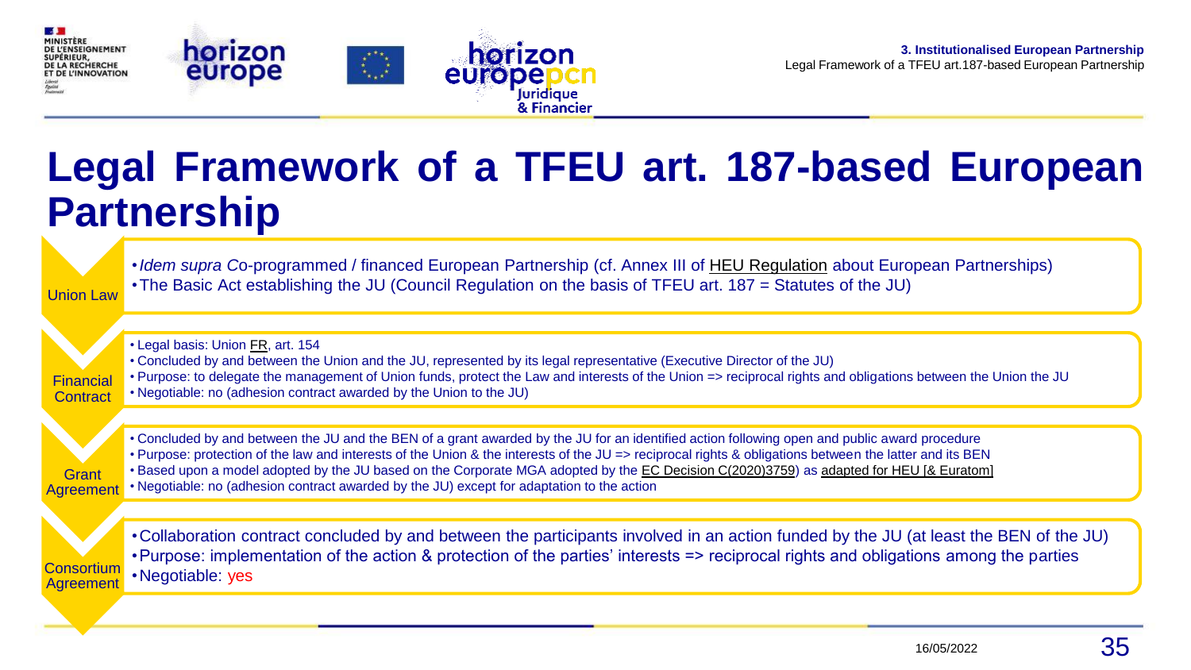# Legal Framework of a TFEU art. 187-based European Partnership

## Union Law

- *Idem supra* Co-programmed / financed European Partnership (cf. Annex III of HEU Regulation about European Partnerships)
- The Basic Act establishing the JU (Council Regulation on the basis of TFEU art. 187 = Statutes of the JU)

## Financial Contract

- Legal basis: Union FR, art. 154
- Concluded by and between the Union and the JU, represented by its legal representative (Executive Director of the JU)
- Purpose: to delegate the management of Union funds, protect the Law and interests of the Union => reciprocal rights and obligations between the Union the JU
- Negotiable: no (adhesion contract awarded by the Union to the JU)

## Grant Agreement

- Concluded by and between the JU and the BEN of a grant awarded by the JU for an identified action following open and public award procedure
- Purpose: protection of the law and interests of the Union & the interests of the JU => reciprocal rights & obligations between the latter and its BEN
- Based upon a model adopted by the JU based on the Corporate MGA adopted by the EC Decision C(2020)3759) as adapted for HEU [& Euratom]
- Negotiable: no (adhesion contract awarded by the JU) except for adaptation to the action

## Consortium Agreement

- Collaboration contract concluded by and between the participants involved in an action funded by the JU (at least the BEN of the JU)
- Purpose: implementation of the action & protection of the parties' interests => reciprocal rights and obligations among the parties
- Negotiable: yes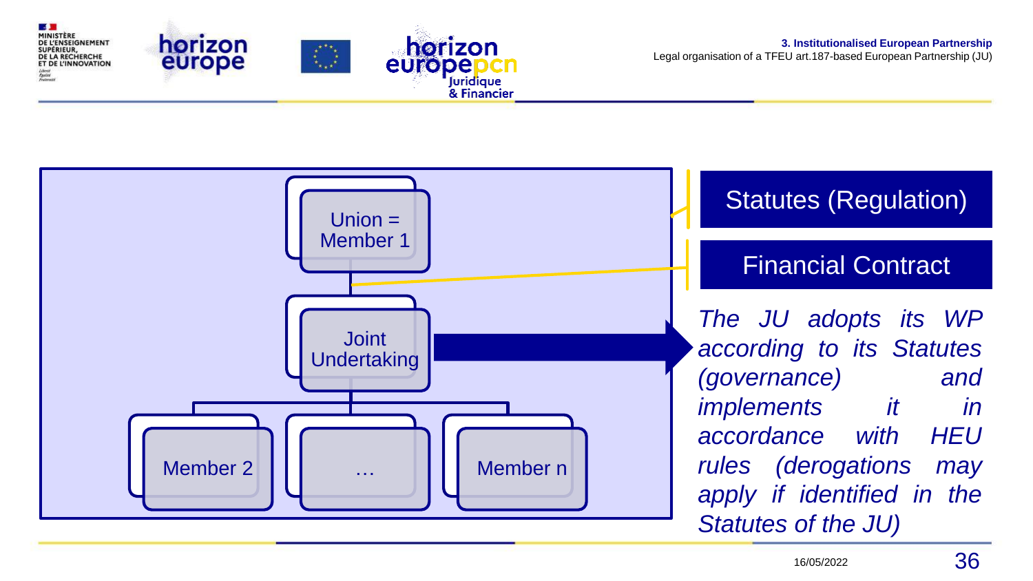**3. Institutionalised European Partnership**

Legal organisation of a TFEU art.187-based European Partnership (JU)

Union = Member 1

Joint Undertaking

Member 2

…

Member n

Statutes (Regulation)

Financial Contract

*The JU adopts its WP according to its Statutes (governance) and implements it in accordance with HEU rules (derogations may apply if identified in the Statutes of the JU)*

16/05/2022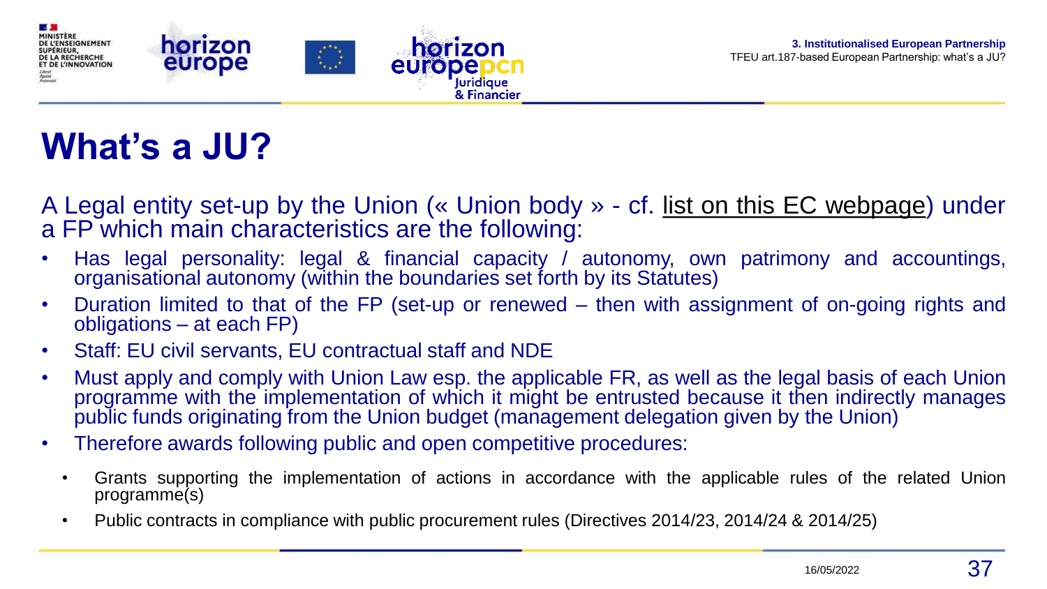# What's a JU?

A Legal entity set-up by the Union (« Union body » - cf. list on this EC webpage) under a FP which main characteristics are the following:

- Has legal personality: legal & financial capacity / autonomy, own patrimony and accountings, organisational autonomy (within the boundaries set forth by its Statutes)
- Duration limited to that of the FP (set-up or renewed – then with assignment of on-going rights and obligations – at each FP)
- Staff: EU civil servants, EU contractual staff and NDE
- Must apply and comply with Union Law esp. the applicable FR, as well as the legal basis of each Union programme with the implementation of which it might be entrusted because it then indirectly manages public funds originating from the Union budget (management delegation given by the Union)
- Therefore awards following public and open competitive procedures:
  - Grants supporting the implementation of actions in accordance with the applicable rules of the related Union programme(s)
  - Public contracts in compliance with public procurement rules (Directives 2014/23, 2014/24 & 2014/25)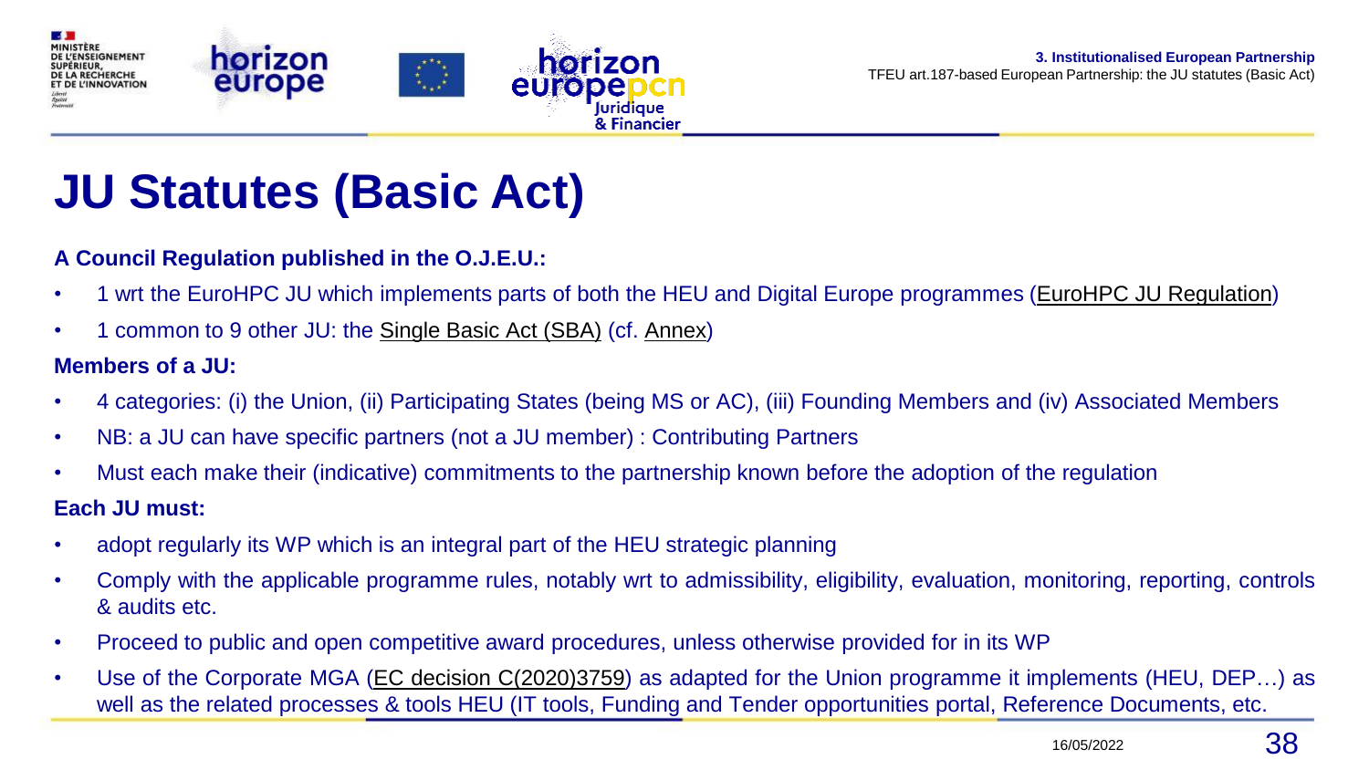# JU Statutes (Basic Act)

**A Council Regulation published in the O.J.E.U.:**

- 1 wrt the EuroHPC JU which implements parts of both the HEU and Digital Europe programmes (EuroHPC JU Regulation)
- 1 common to 9 other JU: the Single Basic Act (SBA) (cf. Annex)

**Members of a JU:**

- 4 categories: (i) the Union, (ii) Participating States (being MS or AC), (iii) Founding Members and (iv) Associated Members
- NB: a JU can have specific partners (not a JU member) : Contributing Partners
- Must each make their (indicative) commitments to the partnership known before the adoption of the regulation

**Each JU must:**

- adopt regularly its WP which is an integral part of the HEU strategic planning
- Comply with the applicable programme rules, notably wrt to admissibility, eligibility, evaluation, monitoring, reporting, controls & audits etc.
- Proceed to public and open competitive award procedures, unless otherwise provided for in its WP
- Use of the Corporate MGA (EC decision C(2020)3759) as adapted for the Union programme it implements (HEU, DEP…) as well as the related processes & tools HEU (IT tools, Funding and Tender opportunities portal, Reference Documents, etc.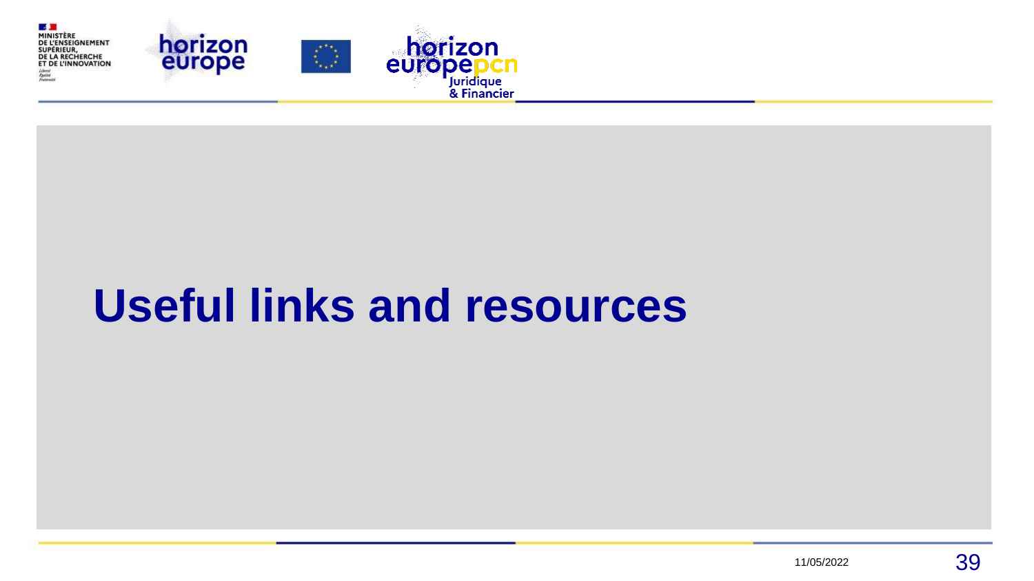# Useful links and resources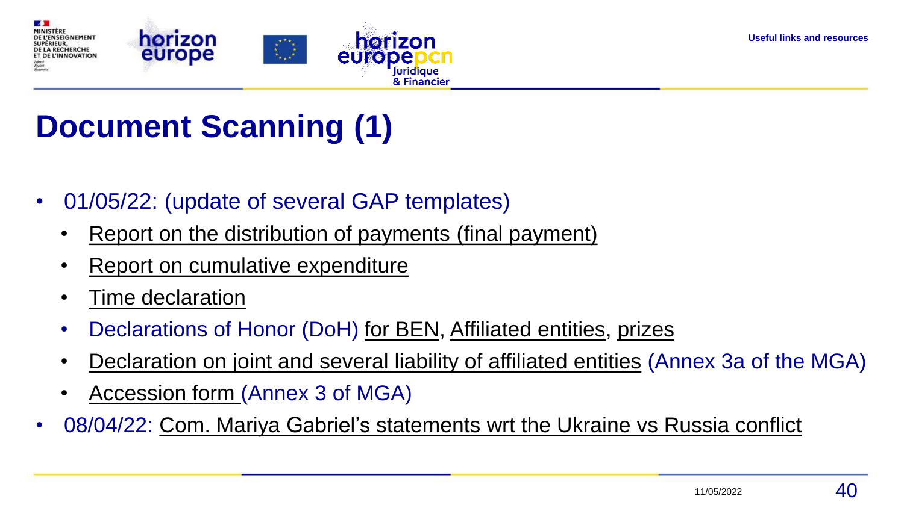# Document Scanning (1)

- 01/05/22: (update of several GAP templates)
  - Report on the distribution of payments (final payment)
  - Report on cumulative expenditure
  - Time declaration
  - Declarations of Honor (DoH) for BEN, Affiliated entities, prizes
  - Declaration on joint and several liability of affiliated entities (Annex 3a of the MGA)
  - Accession form (Annex 3 of MGA)
- 08/04/22: Com. Mariya Gabriel's statements wrt the Ukraine vs Russia conflict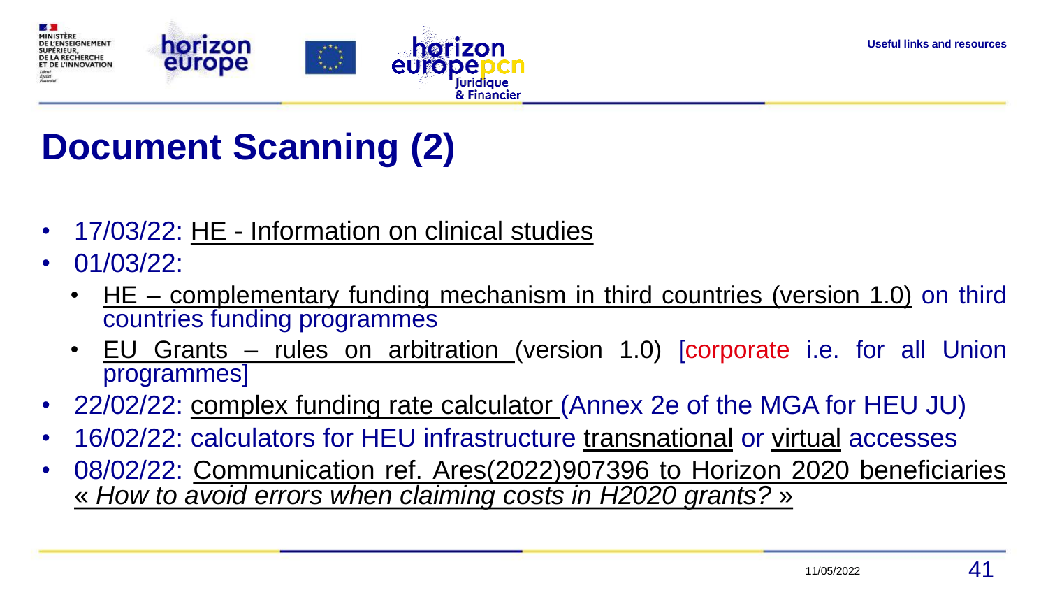# Document Scanning (2)

- 17/03/22: HE - Information on clinical studies
- 01/03/22:
  - HE – complementary funding mechanism in third countries (version 1.0) on third countries funding programmes
  - EU Grants – rules on arbitration (version 1.0) [corporate i.e. for all Union programmes]
- 22/02/22: complex funding rate calculator (Annex 2e of the MGA for HEU JU)
- 16/02/22: calculators for HEU infrastructure transnational or virtual accesses
- 08/02/22: Communication ref. Ares(2022)907396 to Horizon 2020 beneficiaries *« How to avoid errors when claiming costs in H2020 grants? »*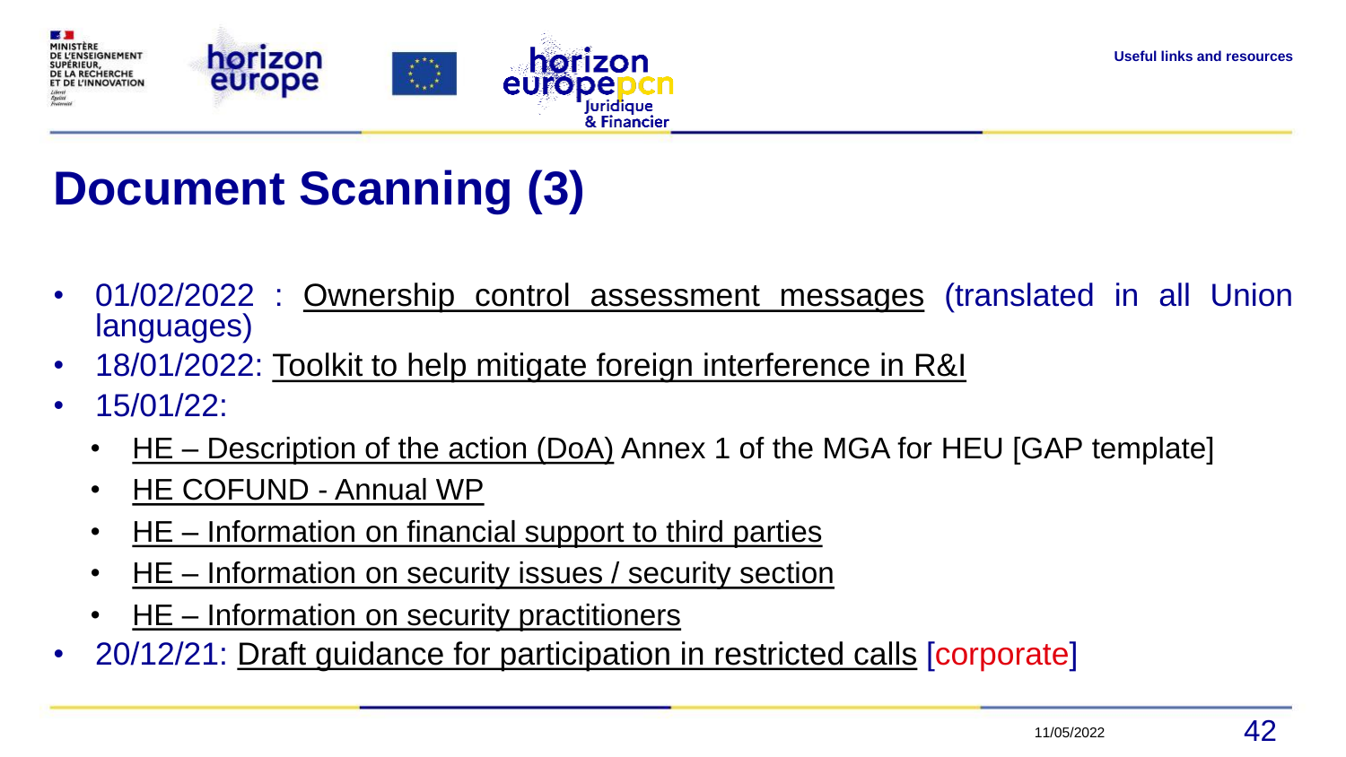# Document Scanning (3)

- 01/02/2022 : Ownership control assessment messages (translated in all Union languages)
- 18/01/2022: Toolkit to help mitigate foreign interference in R&I
- 15/01/22:
  - HE – Description of the action (DoA) Annex 1 of the MGA for HEU [GAP template]
  - HE COFUND - Annual WP
  - HE – Information on financial support to third parties
  - HE – Information on security issues / security section
  - HE – Information on security practitioners
- 20/12/21: Draft guidance for participation in restricted calls [corporate]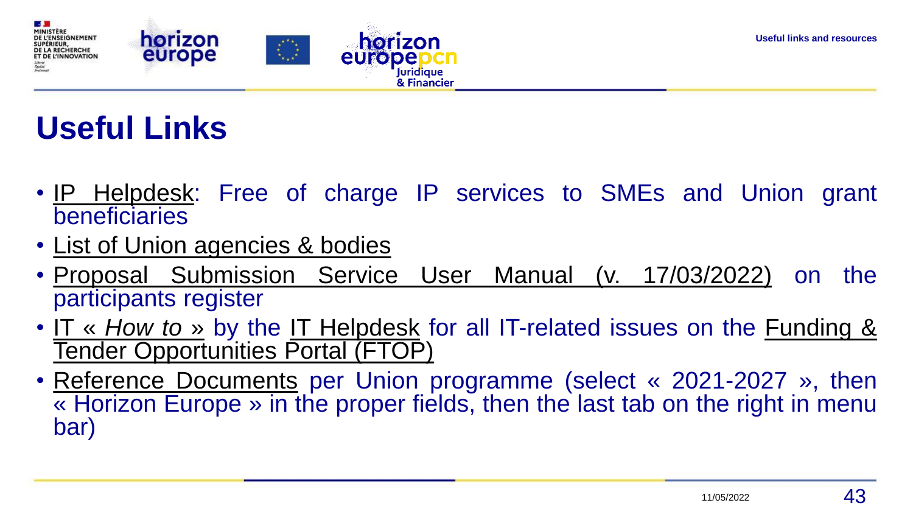# Useful Links

- IP Helpdesk: Free of charge IP services to SMEs and Union grant beneficiaries
- List of Union agencies & bodies
- Proposal Submission Service User Manual (v. 17/03/2022) on the participants register
- IT « *How to* » by the IT Helpdesk for all IT-related issues on the Funding & Tender Opportunities Portal (FTOP)
- Reference Documents per Union programme (select « 2021-2027 », then « Horizon Europe » in the proper fields, then the last tab on the right in menu bar)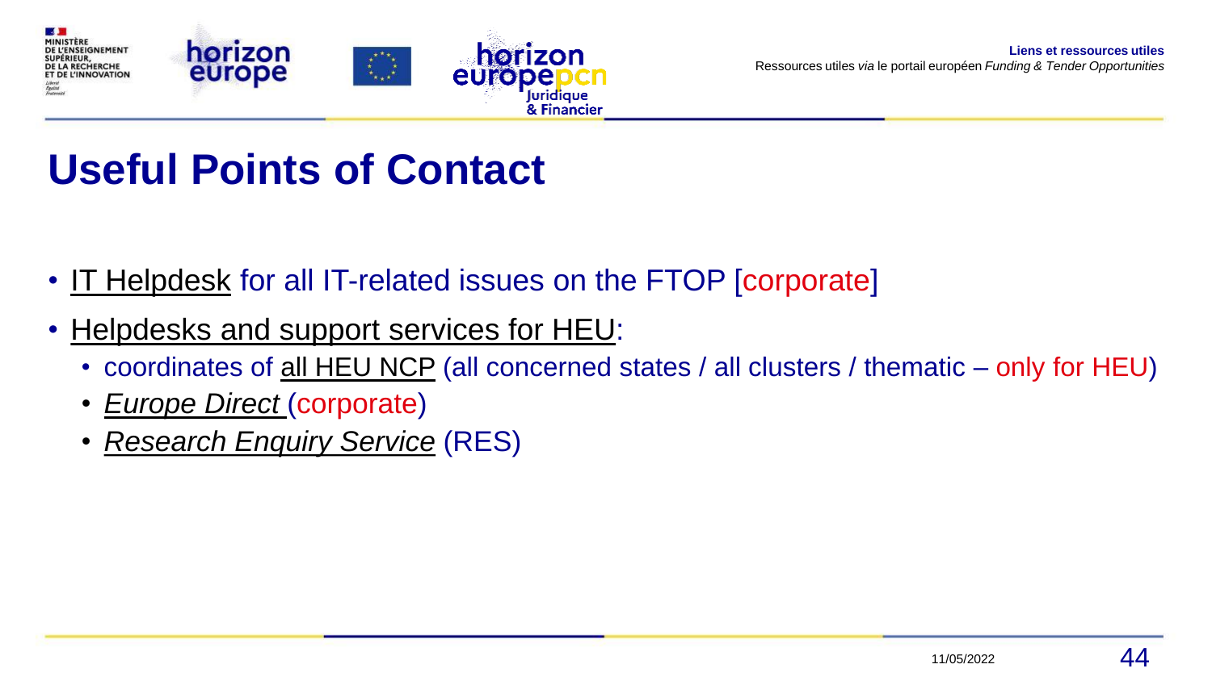# Useful Points of Contact

- IT Helpdesk for all IT-related issues on the FTOP [corporate]
- Helpdesks and support services for HEU:
  - coordinates of all HEU NCP (all concerned states / all clusters / thematic – only for HEU)
  - *Europe Direct* (corporate)
  - *Research Enquiry Service* (RES)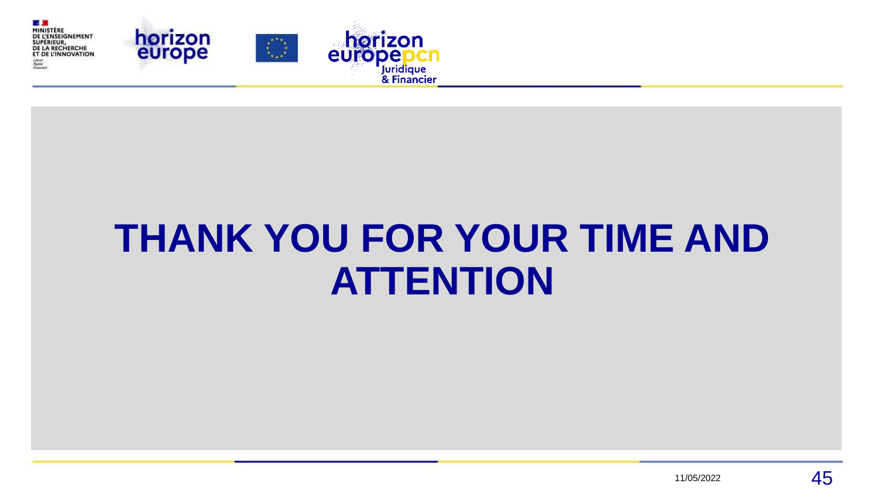# THANK YOU FOR YOUR TIME AND ATTENTION